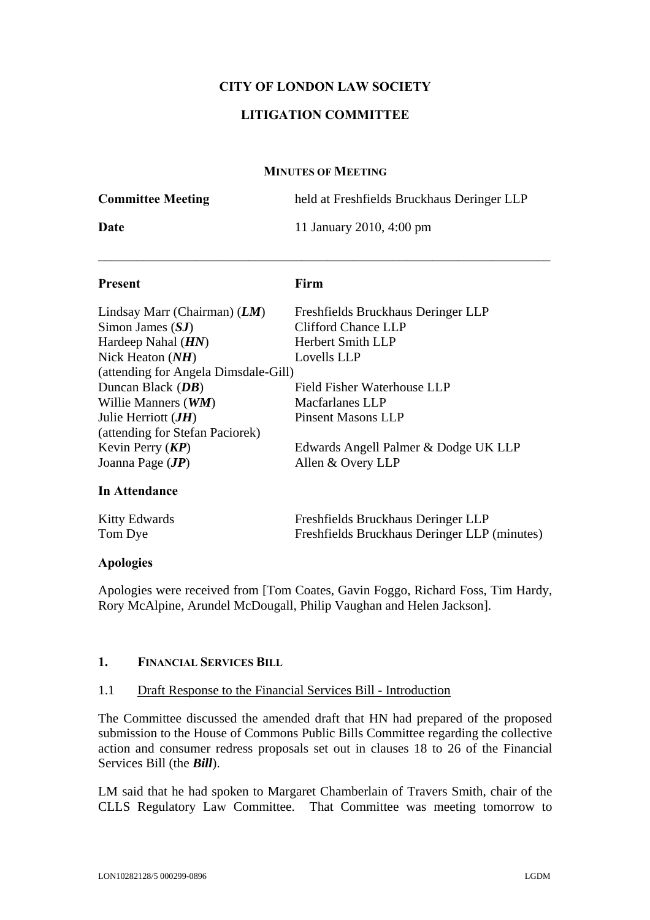# CITY OF LONDON LAW SOCIETY

## LITIGATION COMMITTEE

### MINUTES OF MEETING

| | |
|---|---|
| **Committee Meeting** | held at Freshfields Bruckhaus Deringer LLP |
| **Date** | 11 January 2010, 4:00 pm |

---

| **Present** | **Firm** |
|---|---|
| Lindsay Marr (Chairman) (***LM***) | Freshfields Bruckhaus Deringer LLP |
| Simon James (***SJ***) | Clifford Chance LLP |
| Hardeep Nahal (***HN***) | Herbert Smith LLP |
| Nick Heaton (***NH***) (attending for Angela Dimsdale-Gill) | Lovells LLP |
| Duncan Black (***DB***) | Field Fisher Waterhouse LLP |
| Willie Manners (***WM***) | Macfarlanes LLP |
| Julie Herriott (***JH***) (attending for Stefan Paciorek) | Pinsent Masons LLP |
| Kevin Perry (***KP***) | Edwards Angell Palmer & Dodge UK LLP |
| Joanna Page (***JP***) | Allen & Overy LLP |

**In Attendance**

| | |
|---|---|
| Kitty Edwards | Freshfields Bruckhaus Deringer LLP |
| Tom Dye | Freshfields Bruckhaus Deringer LLP (minutes) |

**Apologies**

Apologies were received from [Tom Coates, Gavin Foggo, Richard Foss, Tim Hardy, Rory McAlpine, Arundel McDougall, Philip Vaughan and Helen Jackson].

## 1. FINANCIAL SERVICES BILL

### 1.1 Draft Response to the Financial Services Bill - Introduction

The Committee discussed the amended draft that HN had prepared of the proposed submission to the House of Commons Public Bills Committee regarding the collective action and consumer redress proposals set out in clauses 18 to 26 of the Financial Services Bill (the ***Bill***).

LM said that he had spoken to Margaret Chamberlain of Travers Smith, chair of the CLLS Regulatory Law Committee. That Committee was meeting tomorrow to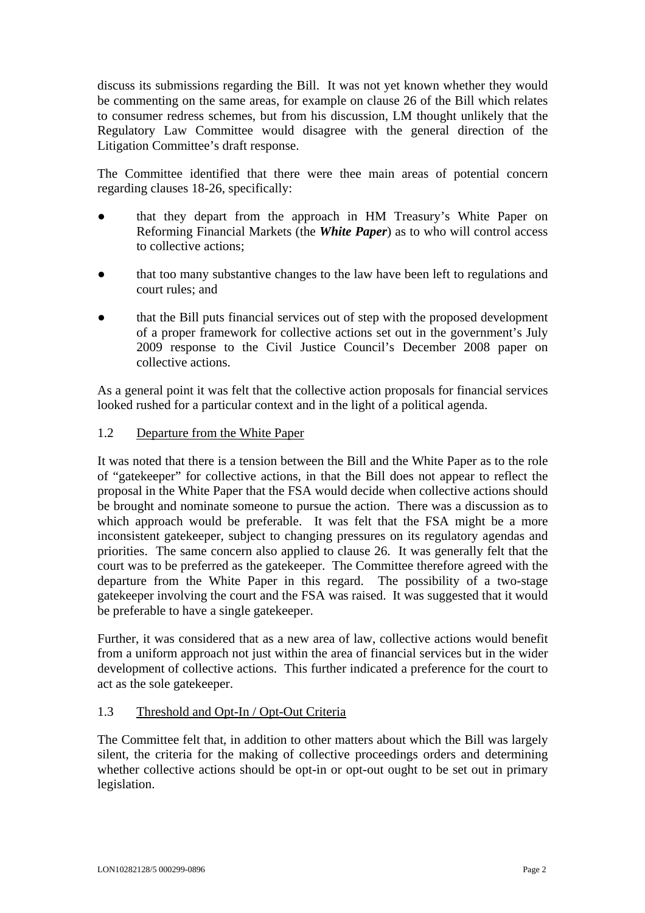discuss its submissions regarding the Bill. It was not yet known whether they would be commenting on the same areas, for example on clause 26 of the Bill which relates to consumer redress schemes, but from his discussion, LM thought unlikely that the Regulatory Law Committee would disagree with the general direction of the Litigation Committee's draft response.

The Committee identified that there were thee main areas of potential concern regarding clauses 18-26, specifically:

- that they depart from the approach in HM Treasury's White Paper on Reforming Financial Markets (the ***White Paper***) as to who will control access to collective actions;
- that too many substantive changes to the law have been left to regulations and court rules; and
- that the Bill puts financial services out of step with the proposed development of a proper framework for collective actions set out in the government's July 2009 response to the Civil Justice Council's December 2008 paper on collective actions.

As a general point it was felt that the collective action proposals for financial services looked rushed for a particular context and in the light of a political agenda.

### 1.2 Departure from the White Paper

It was noted that there is a tension between the Bill and the White Paper as to the role of "gatekeeper" for collective actions, in that the Bill does not appear to reflect the proposal in the White Paper that the FSA would decide when collective actions should be brought and nominate someone to pursue the action. There was a discussion as to which approach would be preferable. It was felt that the FSA might be a more inconsistent gatekeeper, subject to changing pressures on its regulatory agendas and priorities. The same concern also applied to clause 26. It was generally felt that the court was to be preferred as the gatekeeper. The Committee therefore agreed with the departure from the White Paper in this regard. The possibility of a two-stage gatekeeper involving the court and the FSA was raised. It was suggested that it would be preferable to have a single gatekeeper.

Further, it was considered that as a new area of law, collective actions would benefit from a uniform approach not just within the area of financial services but in the wider development of collective actions. This further indicated a preference for the court to act as the sole gatekeeper.

### 1.3 Threshold and Opt-In / Opt-Out Criteria

The Committee felt that, in addition to other matters about which the Bill was largely silent, the criteria for the making of collective proceedings orders and determining whether collective actions should be opt-in or opt-out ought to be set out in primary legislation.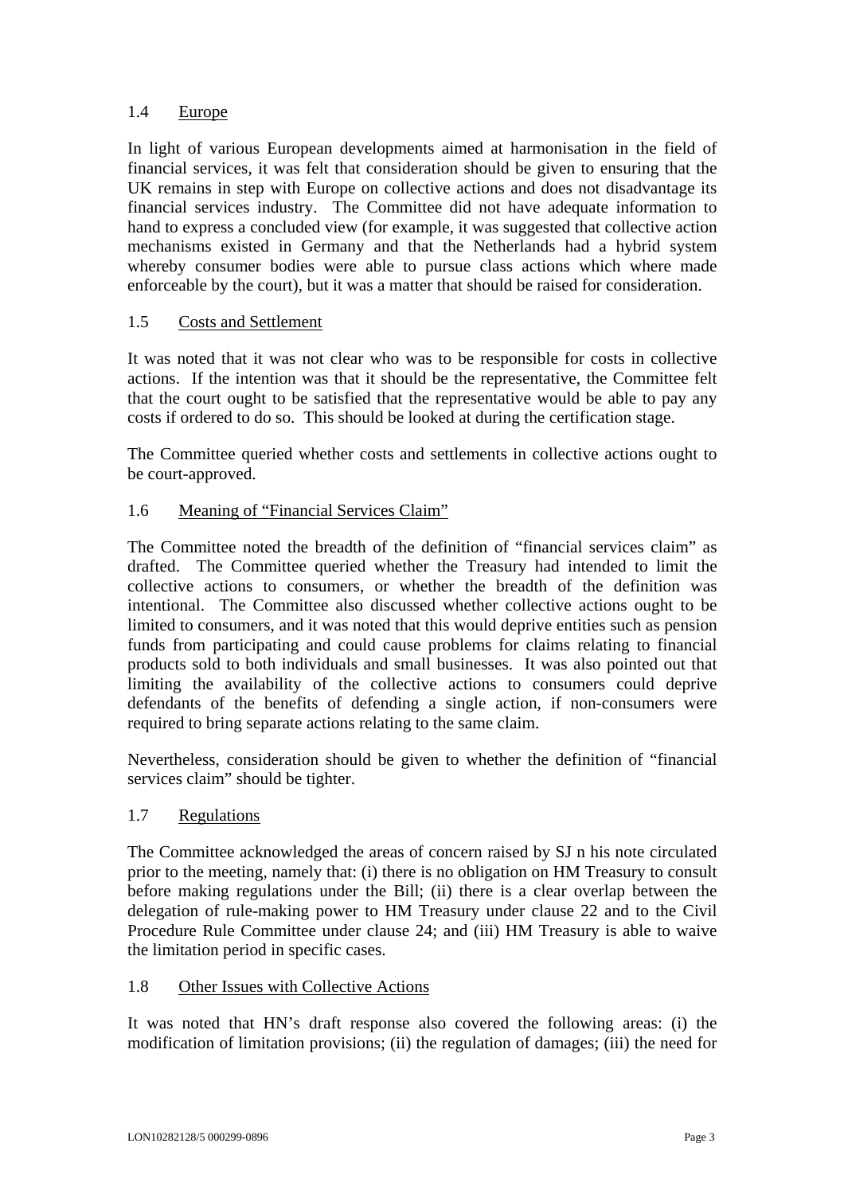## 1.4 Europe

In light of various European developments aimed at harmonisation in the field of financial services, it was felt that consideration should be given to ensuring that the UK remains in step with Europe on collective actions and does not disadvantage its financial services industry. The Committee did not have adequate information to hand to express a concluded view (for example, it was suggested that collective action mechanisms existed in Germany and that the Netherlands had a hybrid system whereby consumer bodies were able to pursue class actions which where made enforceable by the court), but it was a matter that should be raised for consideration.

## 1.5 Costs and Settlement

It was noted that it was not clear who was to be responsible for costs in collective actions. If the intention was that it should be the representative, the Committee felt that the court ought to be satisfied that the representative would be able to pay any costs if ordered to do so. This should be looked at during the certification stage.

The Committee queried whether costs and settlements in collective actions ought to be court-approved.

## 1.6 Meaning of "Financial Services Claim"

The Committee noted the breadth of the definition of "financial services claim" as drafted. The Committee queried whether the Treasury had intended to limit the collective actions to consumers, or whether the breadth of the definition was intentional. The Committee also discussed whether collective actions ought to be limited to consumers, and it was noted that this would deprive entities such as pension funds from participating and could cause problems for claims relating to financial products sold to both individuals and small businesses. It was also pointed out that limiting the availability of the collective actions to consumers could deprive defendants of the benefits of defending a single action, if non-consumers were required to bring separate actions relating to the same claim.

Nevertheless, consideration should be given to whether the definition of "financial services claim" should be tighter.

## 1.7 Regulations

The Committee acknowledged the areas of concern raised by SJ n his note circulated prior to the meeting, namely that: (i) there is no obligation on HM Treasury to consult before making regulations under the Bill; (ii) there is a clear overlap between the delegation of rule-making power to HM Treasury under clause 22 and to the Civil Procedure Rule Committee under clause 24; and (iii) HM Treasury is able to waive the limitation period in specific cases.

## 1.8 Other Issues with Collective Actions

It was noted that HN's draft response also covered the following areas: (i) the modification of limitation provisions; (ii) the regulation of damages; (iii) the need for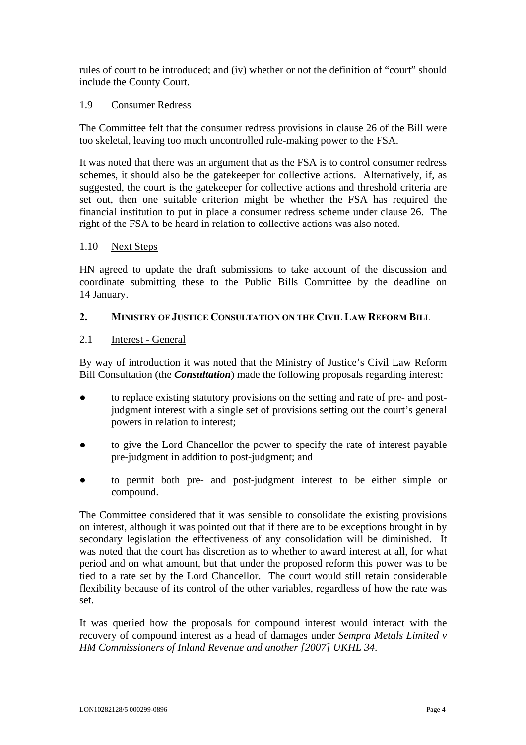rules of court to be introduced; and (iv) whether or not the definition of "court" should include the County Court.

### 1.9 Consumer Redress

The Committee felt that the consumer redress provisions in clause 26 of the Bill were too skeletal, leaving too much uncontrolled rule-making power to the FSA.

It was noted that there was an argument that as the FSA is to control consumer redress schemes, it should also be the gatekeeper for collective actions. Alternatively, if, as suggested, the court is the gatekeeper for collective actions and threshold criteria are set out, then one suitable criterion might be whether the FSA has required the financial institution to put in place a consumer redress scheme under clause 26. The right of the FSA to be heard in relation to collective actions was also noted.

### 1.10 Next Steps

HN agreed to update the draft submissions to take account of the discussion and coordinate submitting these to the Public Bills Committee by the deadline on 14 January.

## 2. MINISTRY OF JUSTICE CONSULTATION ON THE CIVIL LAW REFORM BILL

### 2.1 Interest - General

By way of introduction it was noted that the Ministry of Justice's Civil Law Reform Bill Consultation (the ***Consultation***) made the following proposals regarding interest:

- to replace existing statutory provisions on the setting and rate of pre- and post-judgment interest with a single set of provisions setting out the court's general powers in relation to interest;
- to give the Lord Chancellor the power to specify the rate of interest payable pre-judgment in addition to post-judgment; and
- to permit both pre- and post-judgment interest to be either simple or compound.

The Committee considered that it was sensible to consolidate the existing provisions on interest, although it was pointed out that if there are to be exceptions brought in by secondary legislation the effectiveness of any consolidation will be diminished. It was noted that the court has discretion as to whether to award interest at all, for what period and on what amount, but that under the proposed reform this power was to be tied to a rate set by the Lord Chancellor. The court would still retain considerable flexibility because of its control of the other variables, regardless of how the rate was set.

It was queried how the proposals for compound interest would interact with the recovery of compound interest as a head of damages under *Sempra Metals Limited v HM Commissioners of Inland Revenue and another [2007] UKHL 34*.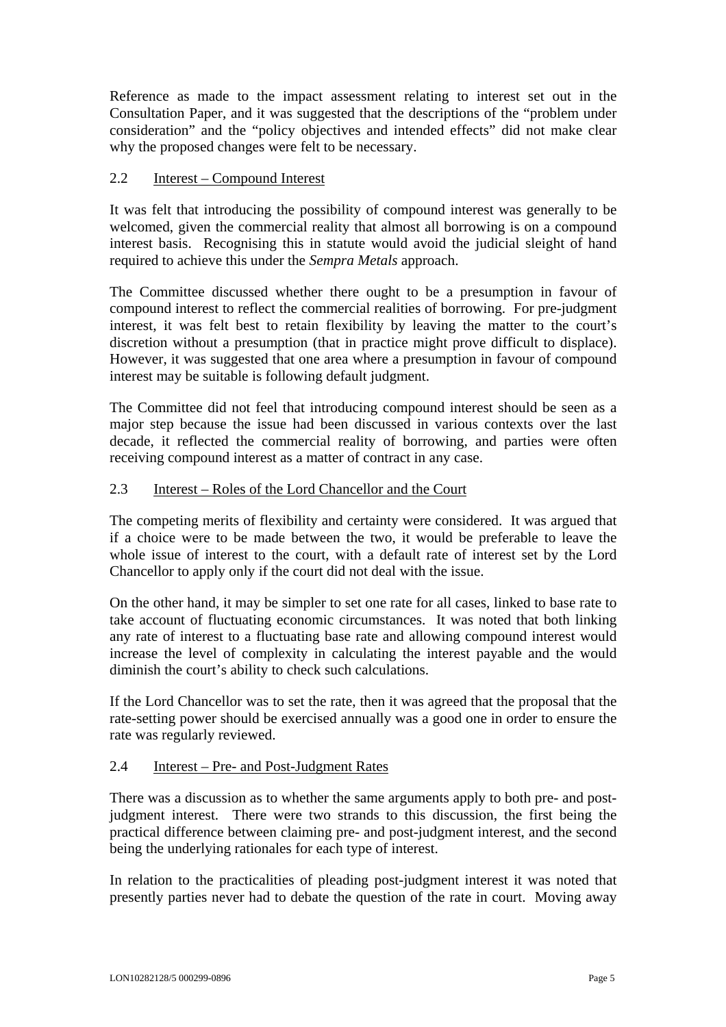Reference as made to the impact assessment relating to interest set out in the Consultation Paper, and it was suggested that the descriptions of the "problem under consideration" and the "policy objectives and intended effects" did not make clear why the proposed changes were felt to be necessary.

### 2.2 Interest – Compound Interest

It was felt that introducing the possibility of compound interest was generally to be welcomed, given the commercial reality that almost all borrowing is on a compound interest basis. Recognising this in statute would avoid the judicial sleight of hand required to achieve this under the *Sempra Metals* approach.

The Committee discussed whether there ought to be a presumption in favour of compound interest to reflect the commercial realities of borrowing. For pre-judgment interest, it was felt best to retain flexibility by leaving the matter to the court's discretion without a presumption (that in practice might prove difficult to displace). However, it was suggested that one area where a presumption in favour of compound interest may be suitable is following default judgment.

The Committee did not feel that introducing compound interest should be seen as a major step because the issue had been discussed in various contexts over the last decade, it reflected the commercial reality of borrowing, and parties were often receiving compound interest as a matter of contract in any case.

### 2.3 Interest – Roles of the Lord Chancellor and the Court

The competing merits of flexibility and certainty were considered. It was argued that if a choice were to be made between the two, it would be preferable to leave the whole issue of interest to the court, with a default rate of interest set by the Lord Chancellor to apply only if the court did not deal with the issue.

On the other hand, it may be simpler to set one rate for all cases, linked to base rate to take account of fluctuating economic circumstances. It was noted that both linking any rate of interest to a fluctuating base rate and allowing compound interest would increase the level of complexity in calculating the interest payable and the would diminish the court's ability to check such calculations.

If the Lord Chancellor was to set the rate, then it was agreed that the proposal that the rate-setting power should be exercised annually was a good one in order to ensure the rate was regularly reviewed.

### 2.4 Interest – Pre- and Post-Judgment Rates

There was a discussion as to whether the same arguments apply to both pre- and post-judgment interest. There were two strands to this discussion, the first being the practical difference between claiming pre- and post-judgment interest, and the second being the underlying rationales for each type of interest.

In relation to the practicalities of pleading post-judgment interest it was noted that presently parties never had to debate the question of the rate in court. Moving away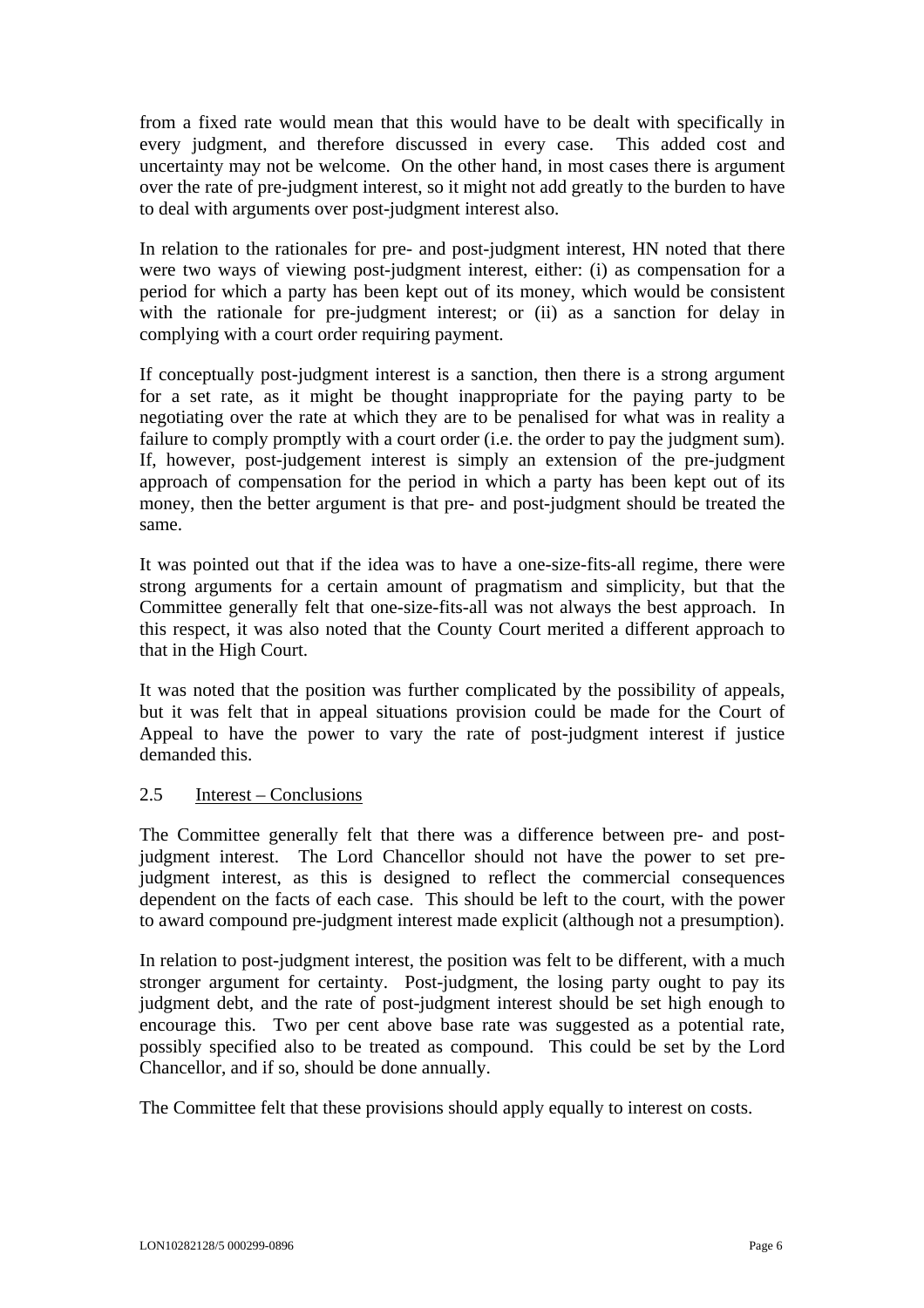from a fixed rate would mean that this would have to be dealt with specifically in every judgment, and therefore discussed in every case. This added cost and uncertainty may not be welcome. On the other hand, in most cases there is argument over the rate of pre-judgment interest, so it might not add greatly to the burden to have to deal with arguments over post-judgment interest also.

In relation to the rationales for pre- and post-judgment interest, HN noted that there were two ways of viewing post-judgment interest, either: (i) as compensation for a period for which a party has been kept out of its money, which would be consistent with the rationale for pre-judgment interest; or (ii) as a sanction for delay in complying with a court order requiring payment.

If conceptually post-judgment interest is a sanction, then there is a strong argument for a set rate, as it might be thought inappropriate for the paying party to be negotiating over the rate at which they are to be penalised for what was in reality a failure to comply promptly with a court order (i.e. the order to pay the judgment sum). If, however, post-judgement interest is simply an extension of the pre-judgment approach of compensation for the period in which a party has been kept out of its money, then the better argument is that pre- and post-judgment should be treated the same.

It was pointed out that if the idea was to have a one-size-fits-all regime, there were strong arguments for a certain amount of pragmatism and simplicity, but that the Committee generally felt that one-size-fits-all was not always the best approach. In this respect, it was also noted that the County Court merited a different approach to that in the High Court.

It was noted that the position was further complicated by the possibility of appeals, but it was felt that in appeal situations provision could be made for the Court of Appeal to have the power to vary the rate of post-judgment interest if justice demanded this.

## 2.5 Interest – Conclusions

The Committee generally felt that there was a difference between pre- and post-judgment interest. The Lord Chancellor should not have the power to set pre-judgment interest, as this is designed to reflect the commercial consequences dependent on the facts of each case. This should be left to the court, with the power to award compound pre-judgment interest made explicit (although not a presumption).

In relation to post-judgment interest, the position was felt to be different, with a much stronger argument for certainty. Post-judgment, the losing party ought to pay its judgment debt, and the rate of post-judgment interest should be set high enough to encourage this. Two per cent above base rate was suggested as a potential rate, possibly specified also to be treated as compound. This could be set by the Lord Chancellor, and if so, should be done annually.

The Committee felt that these provisions should apply equally to interest on costs.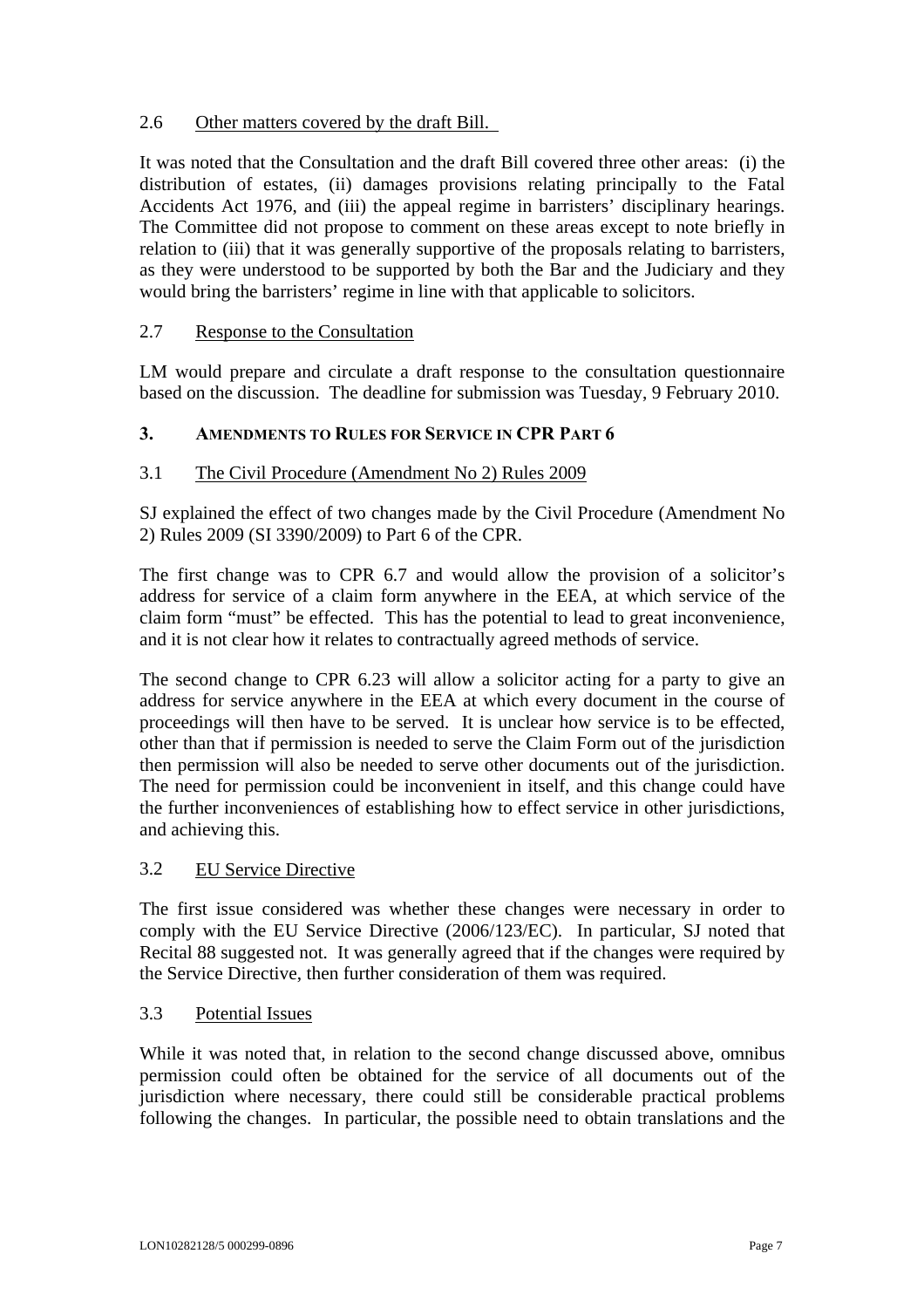### 2.6 Other matters covered by the draft Bill.

It was noted that the Consultation and the draft Bill covered three other areas: (i) the distribution of estates, (ii) damages provisions relating principally to the Fatal Accidents Act 1976, and (iii) the appeal regime in barristers' disciplinary hearings. The Committee did not propose to comment on these areas except to note briefly in relation to (iii) that it was generally supportive of the proposals relating to barristers, as they were understood to be supported by both the Bar and the Judiciary and they would bring the barristers' regime in line with that applicable to solicitors.

### 2.7 Response to the Consultation

LM would prepare and circulate a draft response to the consultation questionnaire based on the discussion. The deadline for submission was Tuesday, 9 February 2010.

## 3. AMENDMENTS TO RULES FOR SERVICE IN CPR PART 6

### 3.1 The Civil Procedure (Amendment No 2) Rules 2009

SJ explained the effect of two changes made by the Civil Procedure (Amendment No 2) Rules 2009 (SI 3390/2009) to Part 6 of the CPR.

The first change was to CPR 6.7 and would allow the provision of a solicitor's address for service of a claim form anywhere in the EEA, at which service of the claim form "must" be effected. This has the potential to lead to great inconvenience, and it is not clear how it relates to contractually agreed methods of service.

The second change to CPR 6.23 will allow a solicitor acting for a party to give an address for service anywhere in the EEA at which every document in the course of proceedings will then have to be served. It is unclear how service is to be effected, other than that if permission is needed to serve the Claim Form out of the jurisdiction then permission will also be needed to serve other documents out of the jurisdiction. The need for permission could be inconvenient in itself, and this change could have the further inconveniences of establishing how to effect service in other jurisdictions, and achieving this.

### 3.2 EU Service Directive

The first issue considered was whether these changes were necessary in order to comply with the EU Service Directive (2006/123/EC). In particular, SJ noted that Recital 88 suggested not. It was generally agreed that if the changes were required by the Service Directive, then further consideration of them was required.

### 3.3 Potential Issues

While it was noted that, in relation to the second change discussed above, omnibus permission could often be obtained for the service of all documents out of the jurisdiction where necessary, there could still be considerable practical problems following the changes. In particular, the possible need to obtain translations and the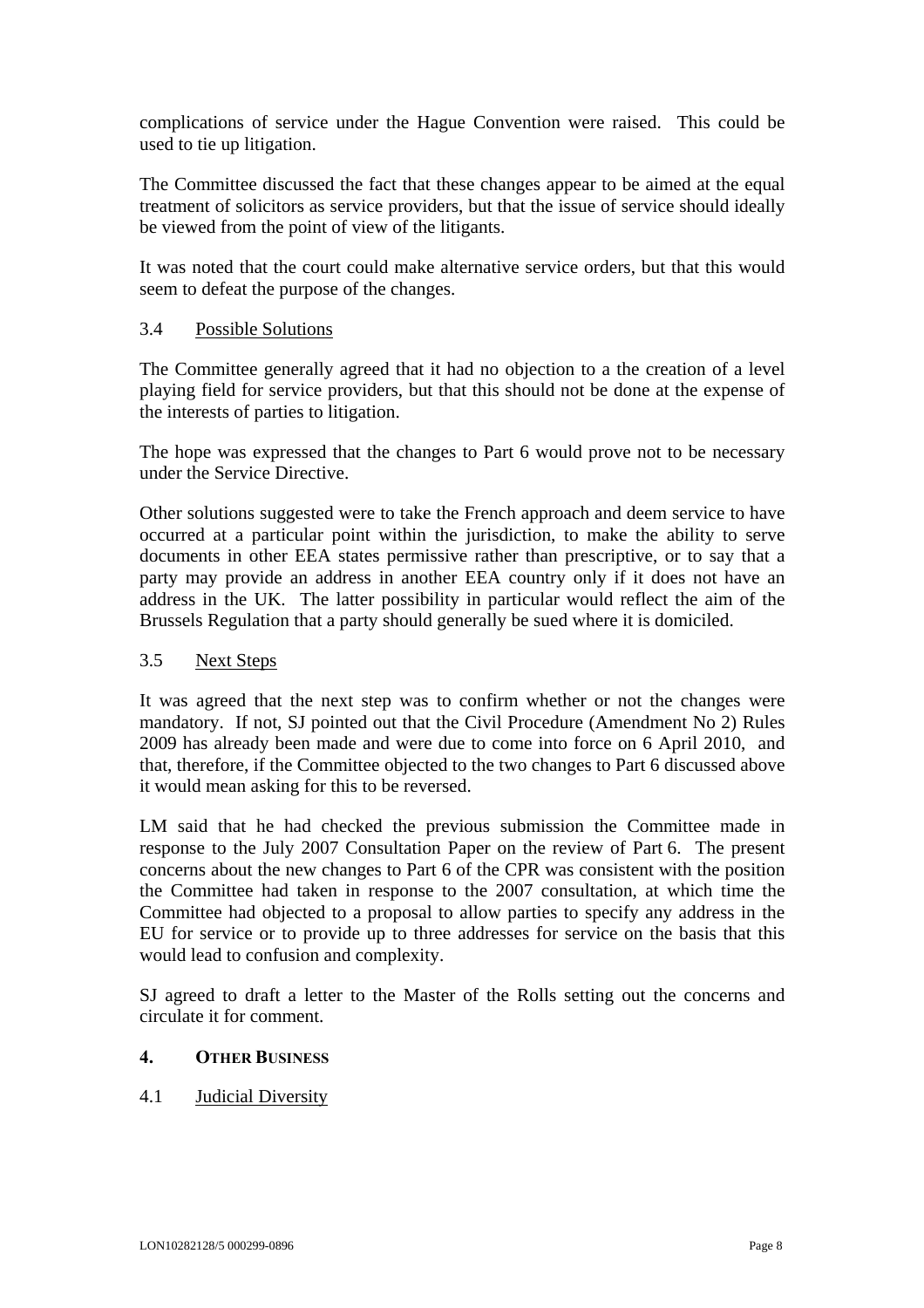complications of service under the Hague Convention were raised. This could be used to tie up litigation.

The Committee discussed the fact that these changes appear to be aimed at the equal treatment of solicitors as service providers, but that the issue of service should ideally be viewed from the point of view of the litigants.

It was noted that the court could make alternative service orders, but that this would seem to defeat the purpose of the changes.

### 3.4 Possible Solutions

The Committee generally agreed that it had no objection to a the creation of a level playing field for service providers, but that this should not be done at the expense of the interests of parties to litigation.

The hope was expressed that the changes to Part 6 would prove not to be necessary under the Service Directive.

Other solutions suggested were to take the French approach and deem service to have occurred at a particular point within the jurisdiction, to make the ability to serve documents in other EEA states permissive rather than prescriptive, or to say that a party may provide an address in another EEA country only if it does not have an address in the UK. The latter possibility in particular would reflect the aim of the Brussels Regulation that a party should generally be sued where it is domiciled.

### 3.5 Next Steps

It was agreed that the next step was to confirm whether or not the changes were mandatory. If not, SJ pointed out that the Civil Procedure (Amendment No 2) Rules 2009 has already been made and were due to come into force on 6 April 2010, and that, therefore, if the Committee objected to the two changes to Part 6 discussed above it would mean asking for this to be reversed.

LM said that he had checked the previous submission the Committee made in response to the July 2007 Consultation Paper on the review of Part 6. The present concerns about the new changes to Part 6 of the CPR was consistent with the position the Committee had taken in response to the 2007 consultation, at which time the Committee had objected to a proposal to allow parties to specify any address in the EU for service or to provide up to three addresses for service on the basis that this would lead to confusion and complexity.

SJ agreed to draft a letter to the Master of the Rolls setting out the concerns and circulate it for comment.

## 4. OTHER BUSINESS

### 4.1 Judicial Diversity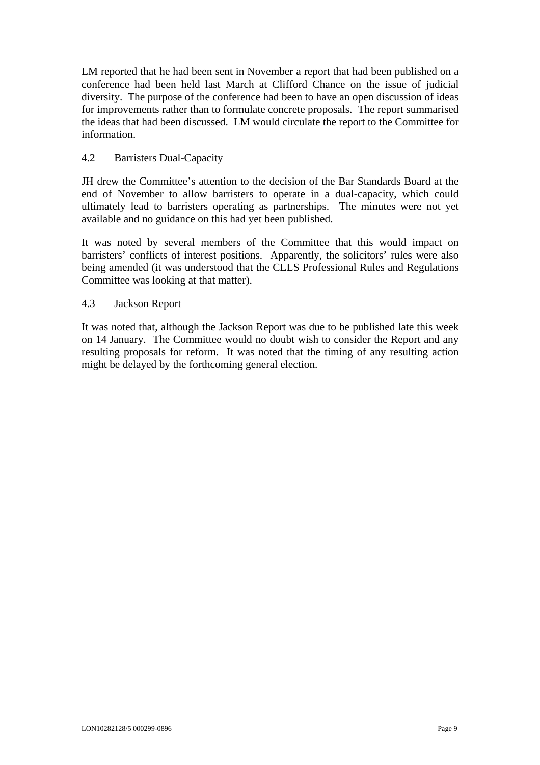LM reported that he had been sent in November a report that had been published on a conference had been held last March at Clifford Chance on the issue of judicial diversity. The purpose of the conference had been to have an open discussion of ideas for improvements rather than to formulate concrete proposals. The report summarised the ideas that had been discussed. LM would circulate the report to the Committee for information.

4.2 Barristers Dual-Capacity

JH drew the Committee's attention to the decision of the Bar Standards Board at the end of November to allow barristers to operate in a dual-capacity, which could ultimately lead to barristers operating as partnerships. The minutes were not yet available and no guidance on this had yet been published.

It was noted by several members of the Committee that this would impact on barristers' conflicts of interest positions. Apparently, the solicitors' rules were also being amended (it was understood that the CLLS Professional Rules and Regulations Committee was looking at that matter).

4.3 Jackson Report

It was noted that, although the Jackson Report was due to be published late this week on 14 January. The Committee would no doubt wish to consider the Report and any resulting proposals for reform. It was noted that the timing of any resulting action might be delayed by the forthcoming general election.

LON10282128/5 000299-0896